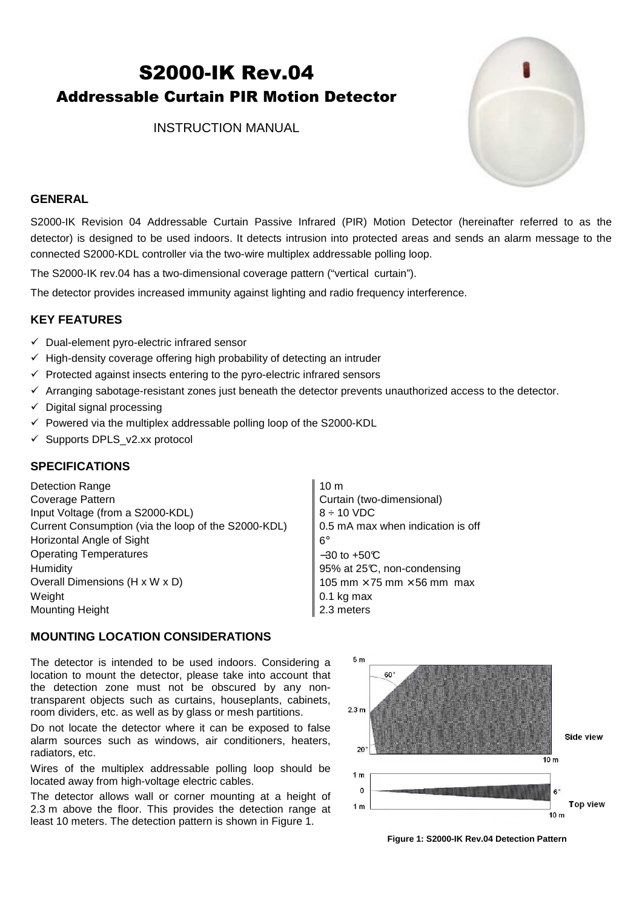# S2000-IK Rev.04

## Addressable Curtain PIR Motion Detector

INSTRUCTION MANUAL

### GENERAL

S2000-IK Revision 04 Addressable Curtain Passive Infrared (PIR) Motion Detector (hereinafter referred to as the detector) is designed to be used indoors. It detects intrusion into protected areas and sends an alarm message to the connected S2000-KDL controller via the two-wire multiplex addressable polling loop.

The S2000-IK rev.04 has a two-dimensional coverage pattern ("vertical curtain").

The detector provides increased immunity against lighting and radio frequency interference.

### KEY FEATURES

- ✓ Dual-element pyro-electric infrared sensor
- ✓ High-density coverage offering high probability of detecting an intruder
- ✓ Protected against insects entering to the pyro-electric infrared sensors
- ✓ Arranging sabotage-resistant zones just beneath the detector prevents unauthorized access to the detector.
- ✓ Digital signal processing
- ✓ Powered via the multiplex addressable polling loop of the S2000-KDL
- ✓ Supports DPLS_v2.xx protocol

### SPECIFICATIONS

| | |
|---|---|
| Detection Range | 10 m |
| Coverage Pattern | Curtain (two-dimensional) |
| Input Voltage (from a S2000-KDL) | 8 ÷ 10 VDC |
| Current Consumption (via the loop of the S2000-KDL) | 0.5 mA max when indication is off |
| Horizontal Angle of Sight | 6° |
| Operating Temperatures | −30 to +50℃ |
| Humidity | 95% at 25℃, non-condensing |
| Overall Dimensions (H x W x D) | 105 mm × 75 mm × 56 mm max |
| Weight | 0.1 kg max |
| Mounting Height | 2.3 meters |

### MOUNTING LOCATION CONSIDERATIONS

The detector is intended to be used indoors. Considering a location to mount the detector, please take into account that the detection zone must not be obscured by any non-transparent objects such as curtains, houseplants, cabinets, room dividers, etc. as well as by glass or mesh partitions.

Do not locate the detector where it can be exposed to false alarm sources such as windows, air conditioners, heaters, radiators, etc.

Wires of the multiplex addressable polling loop should be located away from high-voltage electric cables.

The detector allows wall or corner mounting at a height of 2.3 m above the floor. This provides the detection range at least 10 meters. The detection pattern is shown in Figure 1.

**Figure 1: S2000-IK Rev.04 Detection Pattern**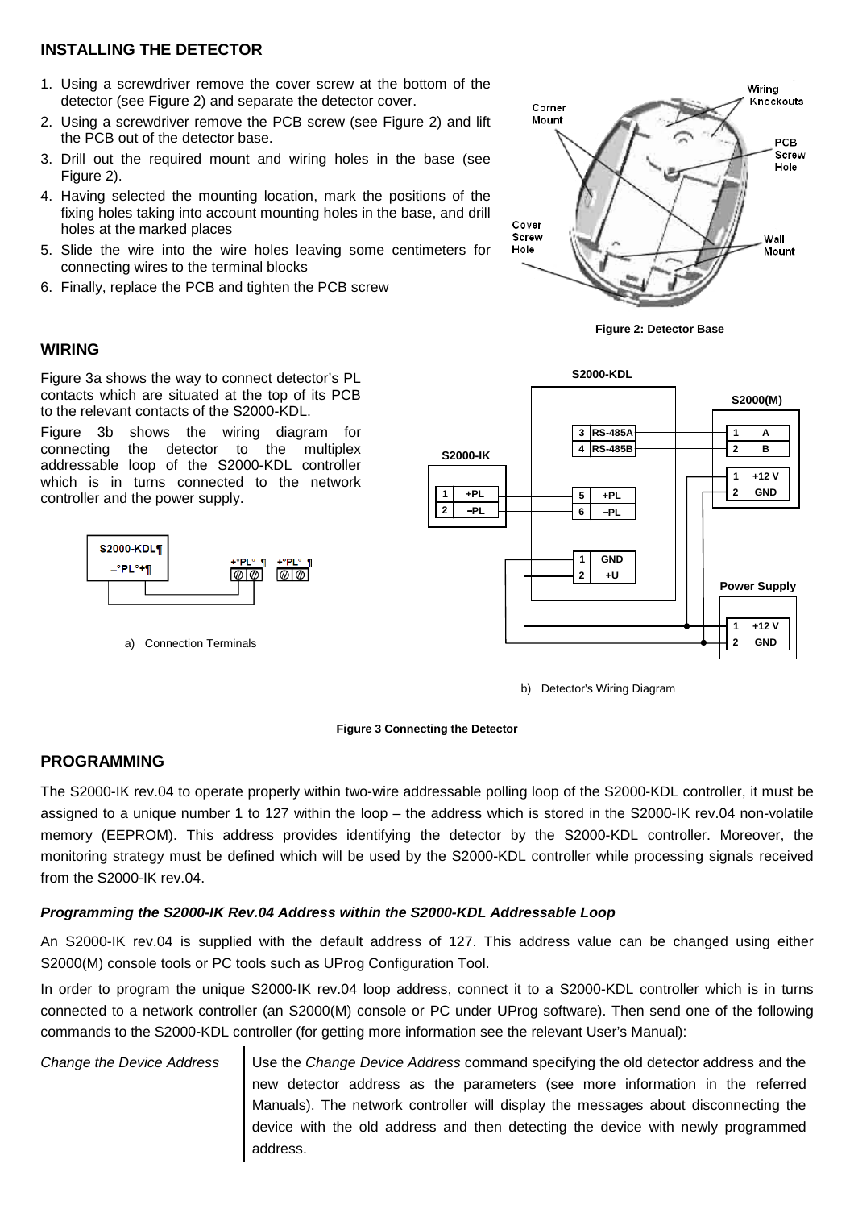## INSTALLING THE DETECTOR

1. Using a screwdriver remove the cover screw at the bottom of the detector (see Figure 2) and separate the detector cover.
2. Using a screwdriver remove the PCB screw (see Figure 2) and lift the PCB out of the detector base.
3. Drill out the required mount and wiring holes in the base (see Figure 2).
4. Having selected the mounting location, mark the positions of the fixing holes taking into account mounting holes in the base, and drill holes at the marked places
5. Slide the wire into the wire holes leaving some centimeters for connecting wires to the terminal blocks
6. Finally, replace the PCB and tighten the PCB screw

Figure 2: Detector Base

## WIRING

Figure 3a shows the way to connect detector's PL contacts which are situated at the top of its PCB to the relevant contacts of the S2000-KDL.

Figure 3b shows the wiring diagram for connecting the detector to the multiplex addressable loop of the S2000-KDL controller which is in turns connected to the network controller and the power supply.

a) Connection Terminals

b) Detector's Wiring Diagram

Figure 3 Connecting the Detector

## PROGRAMMING

The S2000-IK rev.04 to operate properly within two-wire addressable polling loop of the S2000-KDL controller, it must be assigned to a unique number 1 to 127 within the loop – the address which is stored in the S2000-IK rev.04 non-volatile memory (EEPROM). This address provides identifying the detector by the S2000-KDL controller. Moreover, the monitoring strategy must be defined which will be used by the S2000-KDL controller while processing signals received from the S2000-IK rev.04.

### *Programming the S2000-IK Rev.04 Address within the S2000-KDL Addressable Loop*

An S2000-IK rev.04 is supplied with the default address of 127. This address value can be changed using either S2000(M) console tools or PC tools such as UProg Configuration Tool.

In order to program the unique S2000-IK rev.04 loop address, connect it to a S2000-KDL controller which is in turns connected to a network controller (an S2000(M) console or PC under UProg software). Then send one of the following commands to the S2000-KDL controller (for getting more information see the relevant User's Manual):

*Change the Device Address* — Use the *Change Device Address* command specifying the old detector address and the new detector address as the parameters (see more information in the referred Manuals). The network controller will display the messages about disconnecting the device with the old address and then detecting the device with newly programmed address.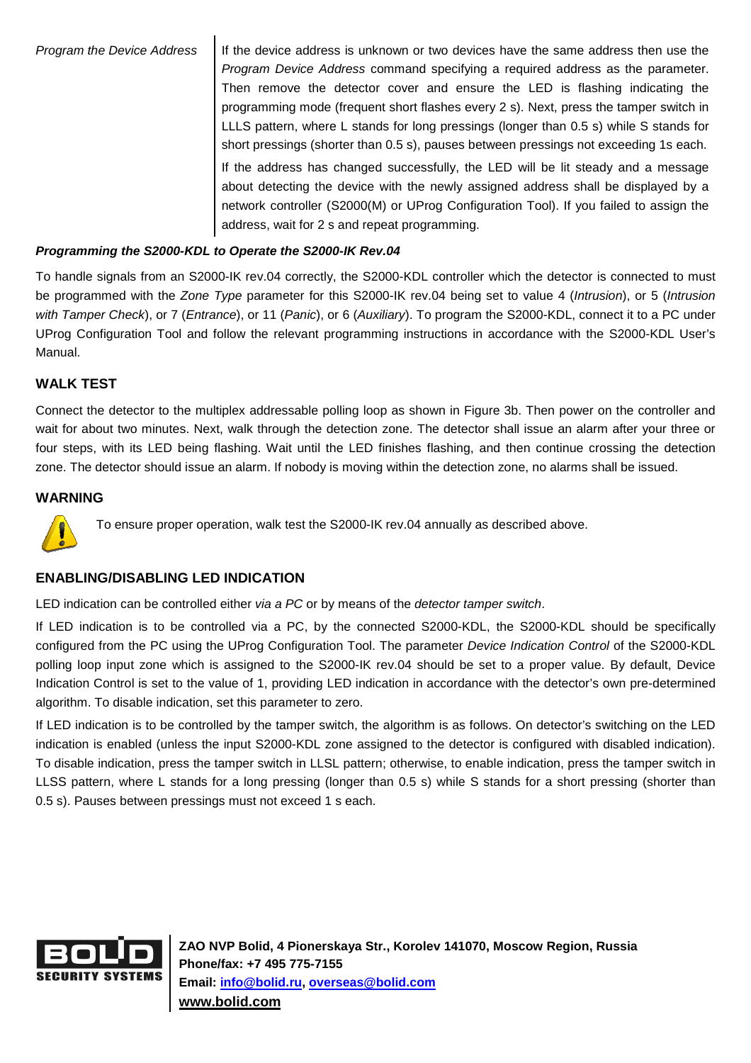| *Program the Device Address* | If the device address is unknown or two devices have the same address then use the *Program Device Address* command specifying a required address as the parameter. Then remove the detector cover and ensure the LED is flashing indicating the programming mode (frequent short flashes every 2 s). Next, press the tamper switch in LLLS pattern, where L stands for long pressings (longer than 0.5 s) while S stands for short pressings (shorter than 0.5 s), pauses between pressings not exceeding 1s each.<br>If the address has changed successfully, the LED will be lit steady and a message about detecting the device with the newly assigned address shall be displayed by a network controller (S2000(M) or UProg Configuration Tool). If you failed to assign the address, wait for 2 s and repeat programming. |
|---|---|

***Programming the S2000-KDL to Operate the S2000-IK Rev.04***

To handle signals from an S2000-IK rev.04 correctly, the S2000-KDL controller which the detector is connected to must be programmed with the *Zone Type* parameter for this S2000-IK rev.04 being set to value 4 (*Intrusion*), or 5 (*Intrusion with Tamper Check*), or 7 (*Entrance*), or 11 (*Panic*), or 6 (*Auxiliary*). To program the S2000-KDL, connect it to a PC under UProg Configuration Tool and follow the relevant programming instructions in accordance with the S2000-KDL User's Manual.

## WALK TEST

Connect the detector to the multiplex addressable polling loop as shown in Figure 3b. Then power on the controller and wait for about two minutes. Next, walk through the detection zone. The detector shall issue an alarm after your three or four steps, with its LED being flashing. Wait until the LED finishes flashing, and then continue crossing the detection zone. The detector should issue an alarm. If nobody is moving within the detection zone, no alarms shall be issued.

## WARNING

To ensure proper operation, walk test the S2000-IK rev.04 annually as described above.

## ENABLING/DISABLING LED INDICATION

LED indication can be controlled either *via a PC* or by means of the *detector tamper switch*.

If LED indication is to be controlled via a PC, by the connected S2000-KDL, the S2000-KDL should be specifically configured from the PC using the UProg Configuration Tool. The parameter *Device Indication Control* of the S2000-KDL polling loop input zone which is assigned to the S2000-IK rev.04 should be set to a proper value. By default, Device Indication Control is set to the value of 1, providing LED indication in accordance with the detector's own pre-determined algorithm. To disable indication, set this parameter to zero.

If LED indication is to be controlled by the tamper switch, the algorithm is as follows. On detector's switching on the LED indication is enabled (unless the input S2000-KDL zone assigned to the detector is configured with disabled indication). To disable indication, press the tamper switch in LLSL pattern; otherwise, to enable indication, press the tamper switch in LLSS pattern, where L stands for a long pressing (longer than 0.5 s) while S stands for a short pressing (shorter than 0.5 s). Pauses between pressings must not exceed 1 s each.

**ZAO NVP Bolid, 4 Pionerskaya Str., Korolev 141070, Moscow Region, Russia**
**Phone/fax: +7 495 775-7155**
**Email: info@bolid.ru, overseas@bolid.com**
**www.bolid.com**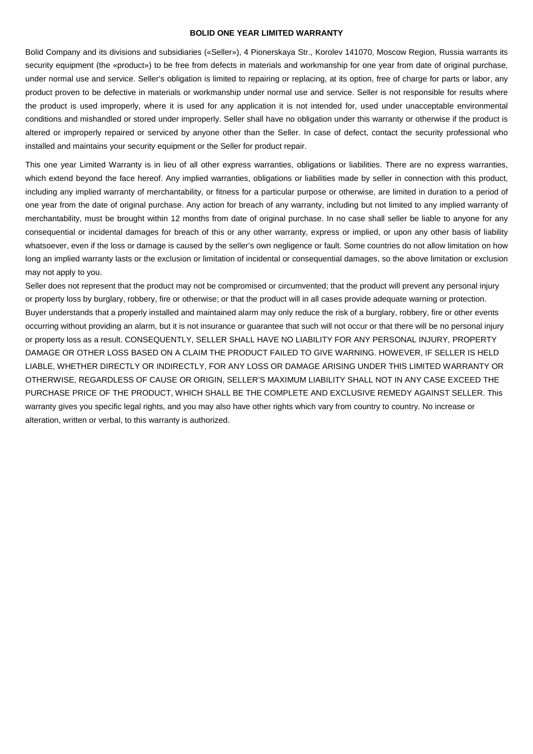**BOLID ONE YEAR LIMITED WARRANTY**

Bolid Company and its divisions and subsidiaries («Seller»), 4 Pionerskaya Str., Korolev 141070, Moscow Region, Russia warrants its security equipment (the «product») to be free from defects in materials and workmanship for one year from date of original purchase, under normal use and service. Seller's obligation is limited to repairing or replacing, at its option, free of charge for parts or labor, any product proven to be defective in materials or workmanship under normal use and service. Seller is not responsible for results where the product is used improperly, where it is used for any application it is not intended for, used under unacceptable environmental conditions and mishandled or stored under improperly. Seller shall have no obligation under this warranty or otherwise if the product is altered or improperly repaired or serviced by anyone other than the Seller. In case of defect, contact the security professional who installed and maintains your security equipment or the Seller for product repair.

This one year Limited Warranty is in lieu of all other express warranties, obligations or liabilities. There are no express warranties, which extend beyond the face hereof. Any implied warranties, obligations or liabilities made by seller in connection with this product, including any implied warranty of merchantability, or fitness for a particular purpose or otherwise, are limited in duration to a period of one year from the date of original purchase. Any action for breach of any warranty, including but not limited to any implied warranty of merchantability, must be brought within 12 months from date of original purchase. In no case shall seller be liable to anyone for any consequential or incidental damages for breach of this or any other warranty, express or implied, or upon any other basis of liability whatsoever, even if the loss or damage is caused by the seller's own negligence or fault. Some countries do not allow limitation on how long an implied warranty lasts or the exclusion or limitation of incidental or consequential damages, so the above limitation or exclusion may not apply to you.

Seller does not represent that the product may not be compromised or circumvented; that the product will prevent any personal injury or property loss by burglary, robbery, fire or otherwise; or that the product will in all cases provide adequate warning or protection. Buyer understands that a properly installed and maintained alarm may only reduce the risk of a burglary, robbery, fire or other events occurring without providing an alarm, but it is not insurance or guarantee that such will not occur or that there will be no personal injury or property loss as a result. CONSEQUENTLY, SELLER SHALL HAVE NO LIABILITY FOR ANY PERSONAL INJURY, PROPERTY DAMAGE OR OTHER LOSS BASED ON A CLAIM THE PRODUCT FAILED TO GIVE WARNING. HOWEVER, IF SELLER IS HELD LIABLE, WHETHER DIRECTLY OR INDIRECTLY, FOR ANY LOSS OR DAMAGE ARISING UNDER THIS LIMITED WARRANTY OR OTHERWISE, REGARDLESS OF CAUSE OR ORIGIN, SELLER'S MAXIMUM LIABILITY SHALL NOT IN ANY CASE EXCEED THE PURCHASE PRICE OF THE PRODUCT, WHICH SHALL BE THE COMPLETE AND EXCLUSIVE REMEDY AGAINST SELLER. This warranty gives you specific legal rights, and you may also have other rights which vary from country to country. No increase or alteration, written or verbal, to this warranty is authorized.